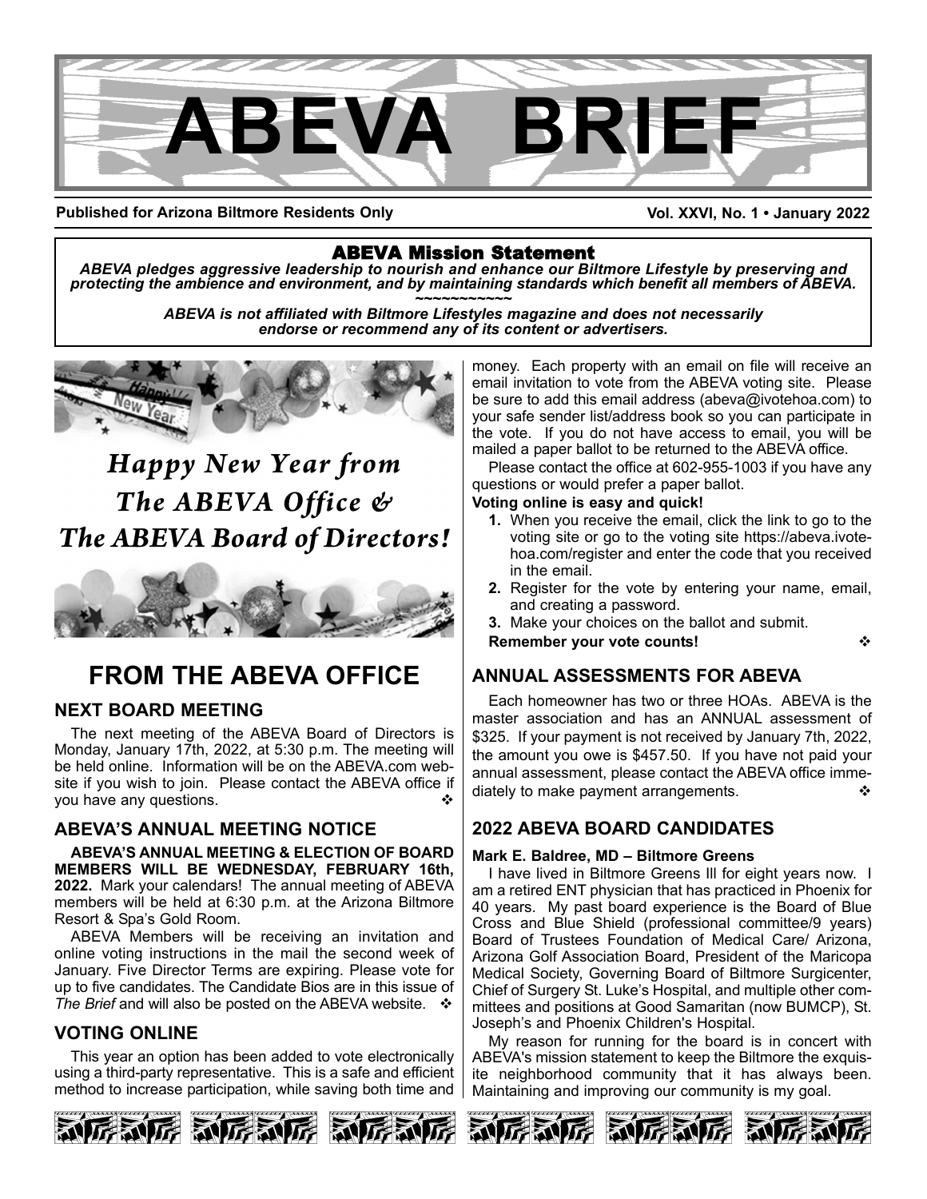# ABEVA BRIEF

**Published for Arizona Biltmore Residents Only** **Vol. XXVI, No. 1 • January 2022**

**ABEVA Mission Statement**

*ABEVA pledges aggressive leadership to nourish and enhance our Biltmore Lifestyle by preserving and protecting the ambience and environment, and by maintaining standards which benefit all members of ABEVA.*

~~~~~~~~~~~

*ABEVA is not affiliated with Biltmore Lifestyles magazine and does not necessarily endorse or recommend any of its content or advertisers.*

*Happy New Year from The ABEVA Office & The ABEVA Board of Directors!*

## FROM THE ABEVA OFFICE

### NEXT BOARD MEETING

The next meeting of the ABEVA Board of Directors is Monday, January 17th, 2022, at 5:30 p.m. The meeting will be held online. Information will be on the ABEVA.com website if you wish to join. Please contact the ABEVA office if you have any questions. ❖

### ABEVA'S ANNUAL MEETING NOTICE

**ABEVA'S ANNUAL MEETING & ELECTION OF BOARD MEMBERS WILL BE WEDNESDAY, FEBRUARY 16th, 2022.** Mark your calendars! The annual meeting of ABEVA members will be held at 6:30 p.m. at the Arizona Biltmore Resort & Spa's Gold Room.

ABEVA Members will be receiving an invitation and online voting instructions in the mail the second week of January. Five Director Terms are expiring. Please vote for up to five candidates. The Candidate Bios are in this issue of *The Brief* and will also be posted on the ABEVA website. ❖

### VOTING ONLINE

This year an option has been added to vote electronically using a third-party representative. This is a safe and efficient method to increase participation, while saving both time and money. Each property with an email on file will receive an email invitation to vote from the ABEVA voting site. Please be sure to add this email address (abeva@ivotehoa.com) to your safe sender list/address book so you can participate in the vote. If you do not have access to email, you will be mailed a paper ballot to be returned to the ABEVA office.

Please contact the office at 602-955-1003 if you have any questions or would prefer a paper ballot.

**Voting online is easy and quick!**

1. When you receive the email, click the link to go to the voting site or go to the voting site https://abeva.ivotehoa.com/register and enter the code that you received in the email.
2. Register for the vote by entering your name, email, and creating a password.
3. Make your choices on the ballot and submit.

**Remember your vote counts!** ❖

### ANNUAL ASSESSMENTS FOR ABEVA

Each homeowner has two or three HOAs. ABEVA is the master association and has an ANNUAL assessment of $325. If your payment is not received by January 7th, 2022, the amount you owe is $457.50. If you have not paid your annual assessment, please contact the ABEVA office immediately to make payment arrangements. ❖

### 2022 ABEVA BOARD CANDIDATES

**Mark E. Baldree, MD – Biltmore Greens**

I have lived in Biltmore Greens III for eight years now. I am a retired ENT physician that has practiced in Phoenix for 40 years. My past board experience is the Board of Blue Cross and Blue Shield (professional committee/9 years) Board of Trustees Foundation of Medical Care/ Arizona, Arizona Golf Association Board, President of the Maricopa Medical Society, Governing Board of Biltmore Surgicenter, Chief of Surgery St. Luke's Hospital, and multiple other committees and positions at Good Samaritan (now BUMCP), St. Joseph's and Phoenix Children's Hospital.

My reason for running for the board is in concert with ABEVA's mission statement to keep the Biltmore the exquisite neighborhood community that it has always been. Maintaining and improving our community is my goal.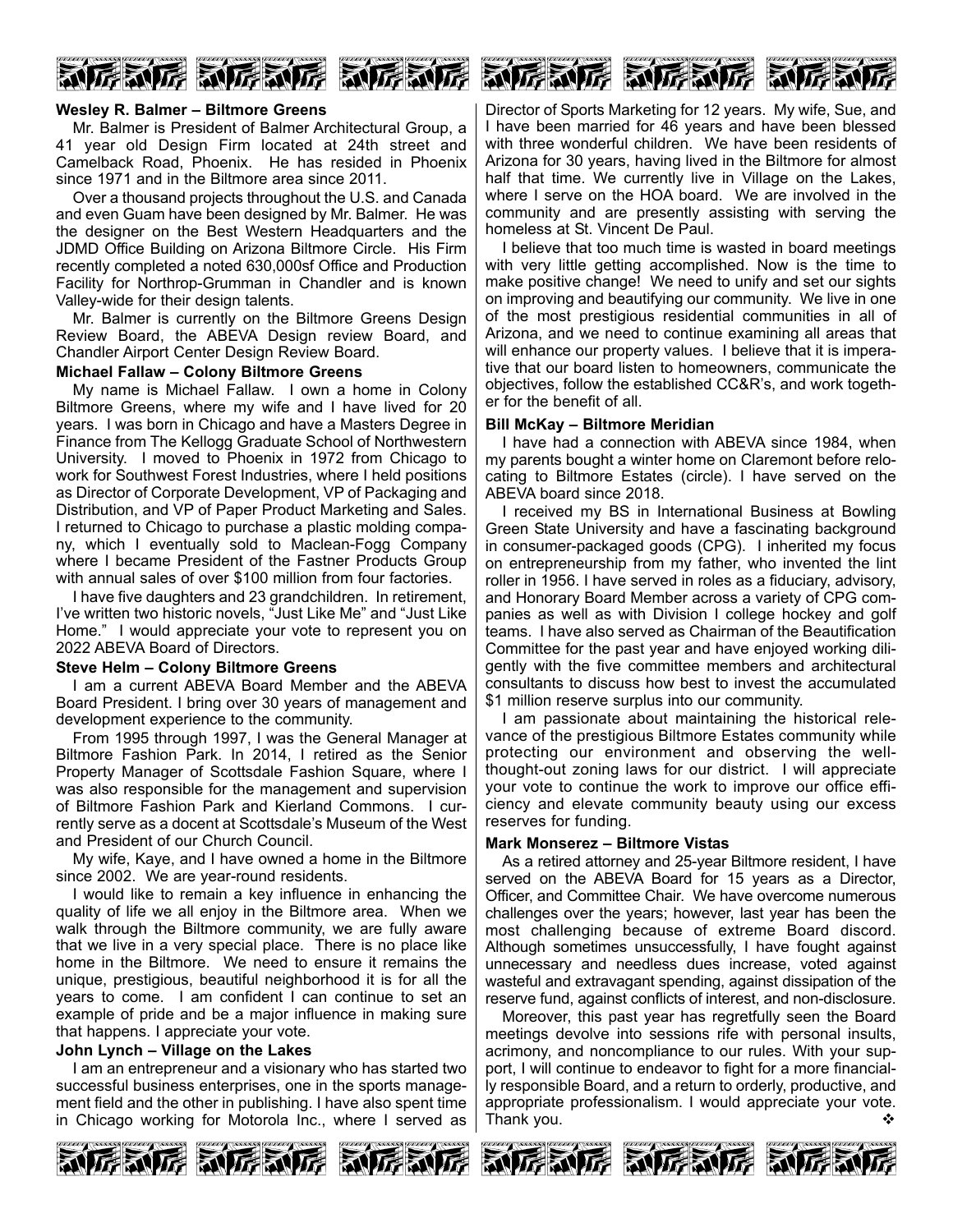**Wesley R. Balmer – Biltmore Greens**

Mr. Balmer is President of Balmer Architectural Group, a 41 year old Design Firm located at 24th street and Camelback Road, Phoenix. He has resided in Phoenix since 1971 and in the Biltmore area since 2011.

Over a thousand projects throughout the U.S. and Canada and even Guam have been designed by Mr. Balmer. He was the designer on the Best Western Headquarters and the JDMD Office Building on Arizona Biltmore Circle. His Firm recently completed a noted 630,000sf Office and Production Facility for Northrop-Grumman in Chandler and is known Valley-wide for their design talents.

Mr. Balmer is currently on the Biltmore Greens Design Review Board, the ABEVA Design review Board, and Chandler Airport Center Design Review Board.

**Michael Fallaw – Colony Biltmore Greens**

My name is Michael Fallaw. I own a home in Colony Biltmore Greens, where my wife and I have lived for 20 years. I was born in Chicago and have a Masters Degree in Finance from The Kellogg Graduate School of Northwestern University. I moved to Phoenix in 1972 from Chicago to work for Southwest Forest Industries, where I held positions as Director of Corporate Development, VP of Packaging and Distribution, and VP of Paper Product Marketing and Sales. I returned to Chicago to purchase a plastic molding company, which I eventually sold to Maclean-Fogg Company where I became President of the Fastner Products Group with annual sales of over $100 million from four factories.

I have five daughters and 23 grandchildren. In retirement, I've written two historic novels, "Just Like Me" and "Just Like Home." I would appreciate your vote to represent you on 2022 ABEVA Board of Directors.

**Steve Helm – Colony Biltmore Greens**

I am a current ABEVA Board Member and the ABEVA Board President. I bring over 30 years of management and development experience to the community.

From 1995 through 1997, I was the General Manager at Biltmore Fashion Park. In 2014, I retired as the Senior Property Manager of Scottsdale Fashion Square, where I was also responsible for the management and supervision of Biltmore Fashion Park and Kierland Commons. I currently serve as a docent at Scottsdale's Museum of the West and President of our Church Council.

My wife, Kaye, and I have owned a home in the Biltmore since 2002. We are year-round residents.

I would like to remain a key influence in enhancing the quality of life we all enjoy in the Biltmore area. When we walk through the Biltmore community, we are fully aware that we live in a very special place. There is no place like home in the Biltmore. We need to ensure it remains the unique, prestigious, beautiful neighborhood it is for all the years to come. I am confident I can continue to set an example of pride and be a major influence in making sure that happens. I appreciate your vote.

**John Lynch – Village on the Lakes**

I am an entrepreneur and a visionary who has started two successful business enterprises, one in the sports management field and the other in publishing. I have also spent time in Chicago working for Motorola Inc., where I served as Director of Sports Marketing for 12 years. My wife, Sue, and I have been married for 46 years and have been blessed with three wonderful children. We have been residents of Arizona for 30 years, having lived in the Biltmore for almost half that time. We currently live in Village on the Lakes, where I serve on the HOA board. We are involved in the community and are presently assisting with serving the homeless at St. Vincent De Paul.

I believe that too much time is wasted in board meetings with very little getting accomplished. Now is the time to make positive change! We need to unify and set our sights on improving and beautifying our community. We live in one of the most prestigious residential communities in all of Arizona, and we need to continue examining all areas that will enhance our property values. I believe that it is imperative that our board listen to homeowners, communicate the objectives, follow the established CC&R's, and work together for the benefit of all.

**Bill McKay – Biltmore Meridian**

I have had a connection with ABEVA since 1984, when my parents bought a winter home on Claremont before relocating to Biltmore Estates (circle). I have served on the ABEVA board since 2018.

I received my BS in International Business at Bowling Green State University and have a fascinating background in consumer-packaged goods (CPG). I inherited my focus on entrepreneurship from my father, who invented the lint roller in 1956. I have served in roles as a fiduciary, advisory, and Honorary Board Member across a variety of CPG companies as well as with Division I college hockey and golf teams. I have also served as Chairman of the Beautification Committee for the past year and have enjoyed working diligently with the five committee members and architectural consultants to discuss how best to invest the accumulated $1 million reserve surplus into our community.

I am passionate about maintaining the historical relevance of the prestigious Biltmore Estates community while protecting our environment and observing the well-thought-out zoning laws for our district. I will appreciate your vote to continue the work to improve our office efficiency and elevate community beauty using our excess reserves for funding.

**Mark Monserez – Biltmore Vistas**

As a retired attorney and 25-year Biltmore resident, I have served on the ABEVA Board for 15 years as a Director, Officer, and Committee Chair. We have overcome numerous challenges over the years; however, last year has been the most challenging because of extreme Board discord. Although sometimes unsuccessfully, I have fought against unnecessary and needless dues increase, voted against wasteful and extravagant spending, against dissipation of the reserve fund, against conflicts of interest, and non-disclosure.

Moreover, this past year has regretfully seen the Board meetings devolve into sessions rife with personal insults, acrimony, and noncompliance to our rules. With your support, I will continue to endeavor to fight for a more financially responsible Board, and a return to orderly, productive, and appropriate professionalism. I would appreciate your vote. Thank you. ❖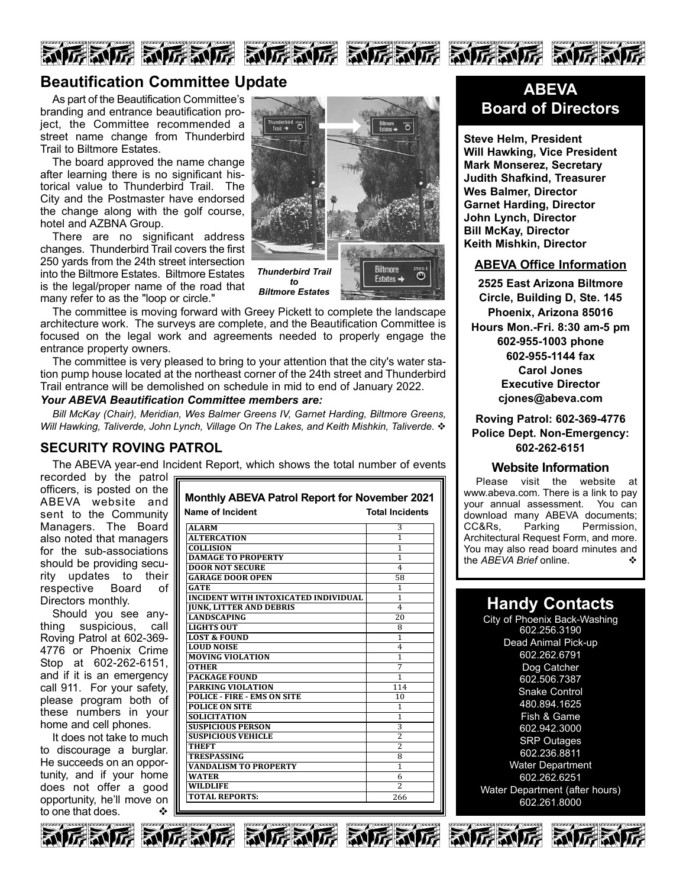## Beautification Committee Update

As part of the Beautification Committee's branding and entrance beautification project, the Committee recommended a street name change from Thunderbird Trail to Biltmore Estates.

The board approved the name change after learning there is no significant historical value to Thunderbird Trail. The City and the Postmaster have endorsed the change along with the golf course, hotel and AZBNA Group.

There are no significant address changes. Thunderbird Trail covers the first 250 yards from the 24th street intersection into the Biltmore Estates. Biltmore Estates is the legal/proper name of the road that many refer to as the "loop or circle."

***Thunderbird Trail to Biltmore Estates***

The committee is moving forward with Greey Pickett to complete the landscape architecture work. The surveys are complete, and the Beautification Committee is focused on the legal work and agreements needed to properly engage the entrance property owners.

The committee is very pleased to bring to your attention that the city's water station pump house located at the northeast corner of the 24th street and Thunderbird Trail entrance will be demolished on schedule in mid to end of January 2022.

***Your ABEVA Beautification Committee members are:***

*Bill McKay (Chair), Meridian, Wes Balmer Greens IV, Garnet Harding, Biltmore Greens, Will Hawking, Taliverde, John Lynch, Village On The Lakes, and Keith Mishkin, Taliverde.* ❖

## SECURITY ROVING PATROL

The ABEVA year-end Incident Report, which shows the total number of events recorded by the patrol officers, is posted on the ABEVA website and sent to the Community Managers. The Board also noted that managers for the sub-associations should be providing security updates to their respective Board of Directors monthly.

Should you see anything suspicious, call Roving Patrol at 602-369-4776 or Phoenix Crime Stop at 602-262-6151, and if it is an emergency call 911. For your safety, please program both of these numbers in your home and cell phones.

It does not take to much to discourage a burglar. He succeeds on an opportunity, and if your home does not offer a good opportunity, he'll move on to one that does. ❖

**Monthly ABEVA Patrol Report for November 2021**

| Name of Incident | Total Incidents |
|---|---|
| ALARM | 3 |
| ALTERCATION | 1 |
| COLLISION | 1 |
| DAMAGE TO PROPERTY | 1 |
| DOOR NOT SECURE | 4 |
| GARAGE DOOR OPEN | 58 |
| GATE | 1 |
| INCIDENT WITH INTOXICATED INDIVIDUAL | 1 |
| JUNK, LITTER AND DEBRIS | 4 |
| LANDSCAPING | 20 |
| LIGHTS OUT | 8 |
| LOST & FOUND | 1 |
| LOUD NOISE | 4 |
| MOVING VIOLATION | 1 |
| OTHER | 7 |
| PACKAGE FOUND | 1 |
| PARKING VIOLATION | 114 |
| POLICE - FIRE - EMS ON SITE | 10 |
| POLICE ON SITE | 1 |
| SOLICITATION | 1 |
| SUSPICIOUS PERSON | 3 |
| SUSPICIOUS VEHICLE | 2 |
| THEFT | 2 |
| TRESPASSING | 8 |
| VANDALISM TO PROPERTY | 1 |
| WATER | 6 |
| WILDLIFE | 2 |
| TOTAL REPORTS: | 266 |

## ABEVA Board of Directors

**Steve Helm, President**
**Will Hawking, Vice President**
**Mark Monserez, Secretary**
**Judith Shafkind, Treasurer**
**Wes Balmer, Director**
**Garnet Harding, Director**
**John Lynch, Director**
**Bill McKay, Director**
**Keith Mishkin, Director**

### ABEVA Office Information

**2525 East Arizona Biltmore Circle, Building D, Ste. 145**
**Phoenix, Arizona 85016**
**Hours Mon.-Fri. 8:30 am-5 pm**
**602-955-1003 phone**
**602-955-1144 fax**
**Carol Jones**
**Executive Director**
**cjones@abeva.com**

**Roving Patrol: 602-369-4776**
**Police Dept. Non-Emergency: 602-262-6151**

### Website Information

Please visit the website at www.abeva.com. There is a link to pay your annual assessment. You can download many ABEVA documents; CC&Rs, Parking Permission, Architectural Request Form, and more. You may also read board minutes and the *ABEVA Brief* online. ❖

## Handy Contacts

City of Phoenix Back-Washing
602.256.3190
Dead Animal Pick-up
602.262.6791
Dog Catcher
602.506.7387
Snake Control
480.894.1625
Fish & Game
602.942.3000
SRP Outages
602.236.8811
Water Department
602.262.6251
Water Department (after hours)
602.261.8000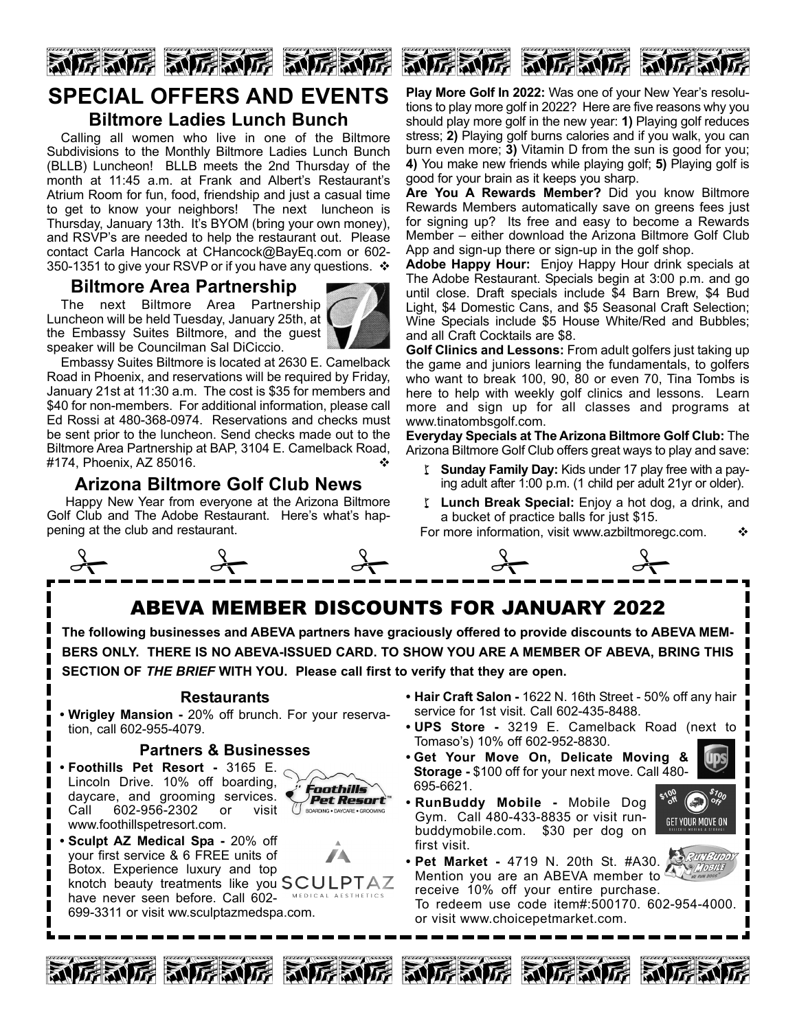# SPECIAL OFFERS AND EVENTS

## Biltmore Ladies Lunch Bunch

Calling all women who live in one of the Biltmore Subdivisions to the Monthly Biltmore Ladies Lunch Bunch (BLLB) Luncheon! BLLB meets the 2nd Thursday of the month at 11:45 a.m. at Frank and Albert's Restaurant's Atrium Room for fun, food, friendship and just a casual time to get to know your neighbors! The next luncheon is Thursday, January 13th. It's BYOM (bring your own money), and RSVP's are needed to help the restaurant out. Please contact Carla Hancock at CHancock@BayEq.com or 602-350-1351 to give your RSVP or if you have any questions. ❖

## Biltmore Area Partnership

The next Biltmore Area Partnership Luncheon will be held Tuesday, January 25th, at the Embassy Suites Biltmore, and the guest speaker will be Councilman Sal DiCiccio.

Embassy Suites Biltmore is located at 2630 E. Camelback Road in Phoenix, and reservations will be required by Friday, January 21st at 11:30 a.m. The cost is $35 for members and $40 for non-members. For additional information, please call Ed Rossi at 480-368-0974. Reservations and checks must be sent prior to the luncheon. Send checks made out to the Biltmore Area Partnership at BAP, 3104 E. Camelback Road, #174, Phoenix, AZ 85016. ❖

## Arizona Biltmore Golf Club News

Happy New Year from everyone at the Arizona Biltmore Golf Club and The Adobe Restaurant. Here's what's happening at the club and restaurant.

**Play More Golf In 2022:** Was one of your New Year's resolutions to play more golf in 2022? Here are five reasons why you should play more golf in the new year: **1)** Playing golf reduces stress; **2)** Playing golf burns calories and if you walk, you can burn even more; **3)** Vitamin D from the sun is good for you; **4)** You make new friends while playing golf; **5)** Playing golf is good for your brain as it keeps you sharp.

**Are You A Rewards Member?** Did you know Biltmore Rewards Members automatically save on greens fees just for signing up? Its free and easy to become a Rewards Member – either download the Arizona Biltmore Golf Club App and sign-up there or sign-up in the golf shop.

**Adobe Happy Hour:** Enjoy Happy Hour drink specials at The Adobe Restaurant. Specials begin at 3:00 p.m. and go until close. Draft specials include $4 Barn Brew, $4 Bud Light, $4 Domestic Cans, and $5 Seasonal Craft Selection; Wine Specials include $5 House White/Red and Bubbles; and all Craft Cocktails are $8.

**Golf Clinics and Lessons:** From adult golfers just taking up the game and juniors learning the fundamentals, to golfers who want to break 100, 90, 80 or even 70, Tina Tombs is here to help with weekly golf clinics and lessons. Learn more and sign up for all classes and programs at www.tinatombsgolf.com.

**Everyday Specials at The Arizona Biltmore Golf Club:** The Arizona Biltmore Golf Club offers great ways to play and save:

- **Sunday Family Day:** Kids under 17 play free with a paying adult after 1:00 p.m. (1 child per adult 21yr or older).
- **Lunch Break Special:** Enjoy a hot dog, a drink, and a bucket of practice balls for just $15.

For more information, visit www.azbiltmoregc.com. ❖

# ABEVA MEMBER DISCOUNTS FOR JANUARY 2022

**The following businesses and ABEVA partners have graciously offered to provide discounts to ABEVA MEMBERS ONLY. THERE IS NO ABEVA-ISSUED CARD. TO SHOW YOU ARE A MEMBER OF ABEVA, BRING THIS SECTION OF *THE BRIEF* WITH YOU. Please call first to verify that they are open.**

### Restaurants

- **Wrigley Mansion -** 20% off brunch. For your reservation, call 602-955-4079.

### Partners & Businesses

- **Foothills Pet Resort -** 3165 E. Lincoln Drive. 10% off boarding, daycare, and grooming services. Call 602-956-2302 or visit www.foothillspetresort.com.
- **Sculpt AZ Medical Spa -** 20% off your first service & 6 FREE units of Botox. Experience luxury and top knotch beauty treatments like you have never seen before. Call 602-699-3311 or visit ww.sculptazmedspa.com.
- **Hair Craft Salon -** 1622 N. 16th Street - 50% off any hair service for 1st visit. Call 602-435-8488.
- **UPS Store -** 3219 E. Camelback Road (next to Tomaso's) 10% off 602-952-8830.
- **Get Your Move On, Delicate Moving & Storage -** $100 off for your next move. Call 480-695-6621.
- **RunBuddy Mobile -** Mobile Dog Gym. Call 480-433-8835 or visit runbuddymobile.com. $30 per dog on first visit.
- **Pet Market -** 4719 N. 20th St. #A30. Mention you are an ABEVA member to receive 10% off your entire purchase. To redeem use code item#:500170. 602-954-4000. or visit www.choicepetmarket.com.